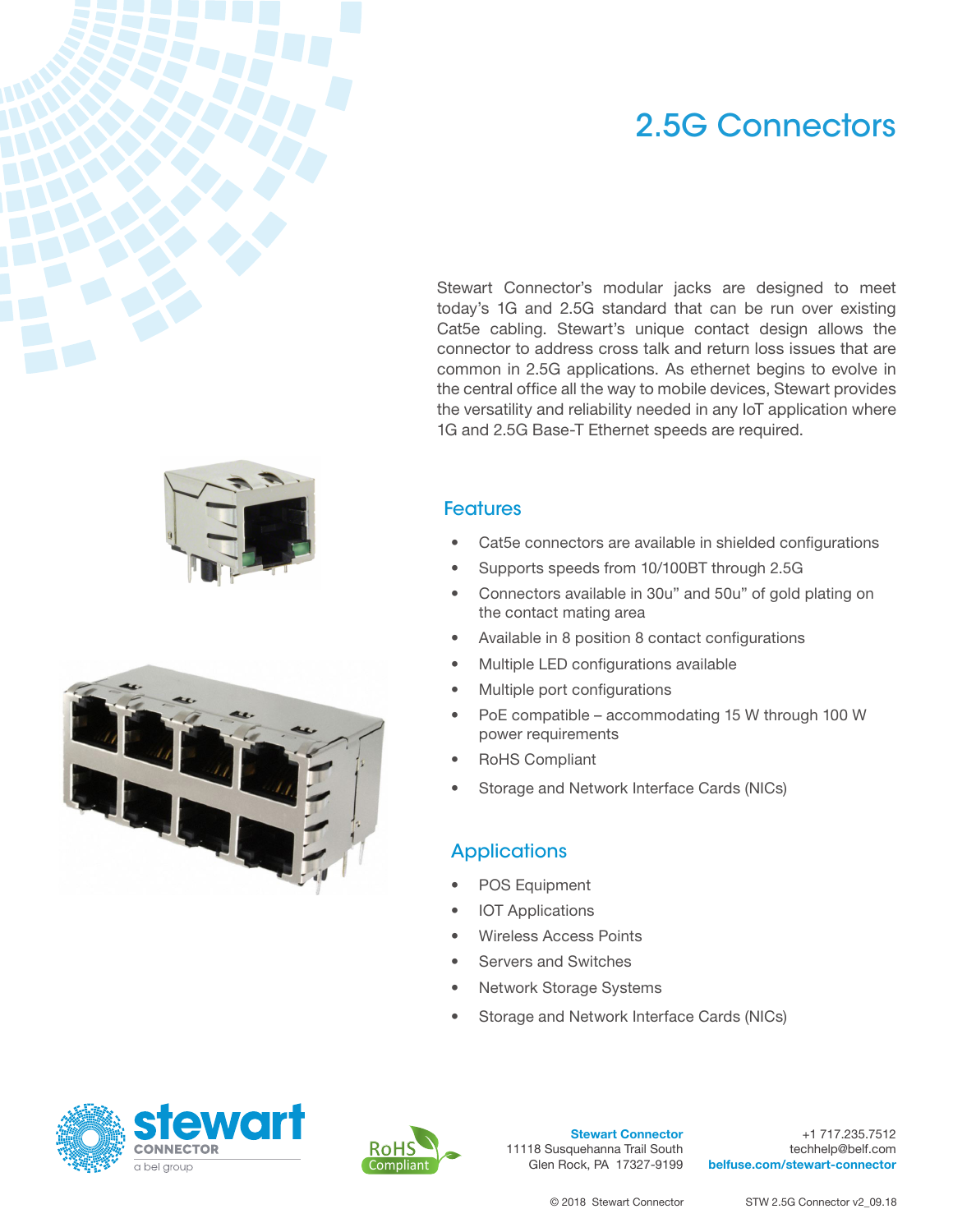# 2.5G Connectors

Stewart Connector's modular jacks are designed to meet today's 1G and 2.5G standard that can be run over existing Cat5e cabling. Stewart's unique contact design allows the connector to address cross talk and return loss issues that are common in 2.5G applications. As ethernet begins to evolve in the central office all the way to mobile devices, Stewart provides the versatility and reliability needed in any IoT application where 1G and 2.5G Base-T Ethernet speeds are required.

## Features

- Cat5e connectors are available in shielded configurations
- Supports speeds from 10/100BT through 2.5G
- Connectors available in 30u" and 50u" of gold plating on the contact mating area
- Available in 8 position 8 contact configurations
- Multiple LED configurations available
- Multiple port configurations
- PoE compatible – accommodating 15 W through 100 W power requirements
- RoHS Compliant
- Storage and Network Interface Cards (NICs)

## Applications

- POS Equipment
- IOT Applications
- Wireless Access Points
- Servers and Switches
- Network Storage Systems
- Storage and Network Interface Cards (NICs)

**Stewart Connector**
11118 Susquehanna Trail South
Glen Rock, PA 17327-9199

+1 717.235.7512
techhelp@belf.com
**belfuse.com/stewart-connector**

© 2018 Stewart Connector

STW 2.5G Connector v2_09.18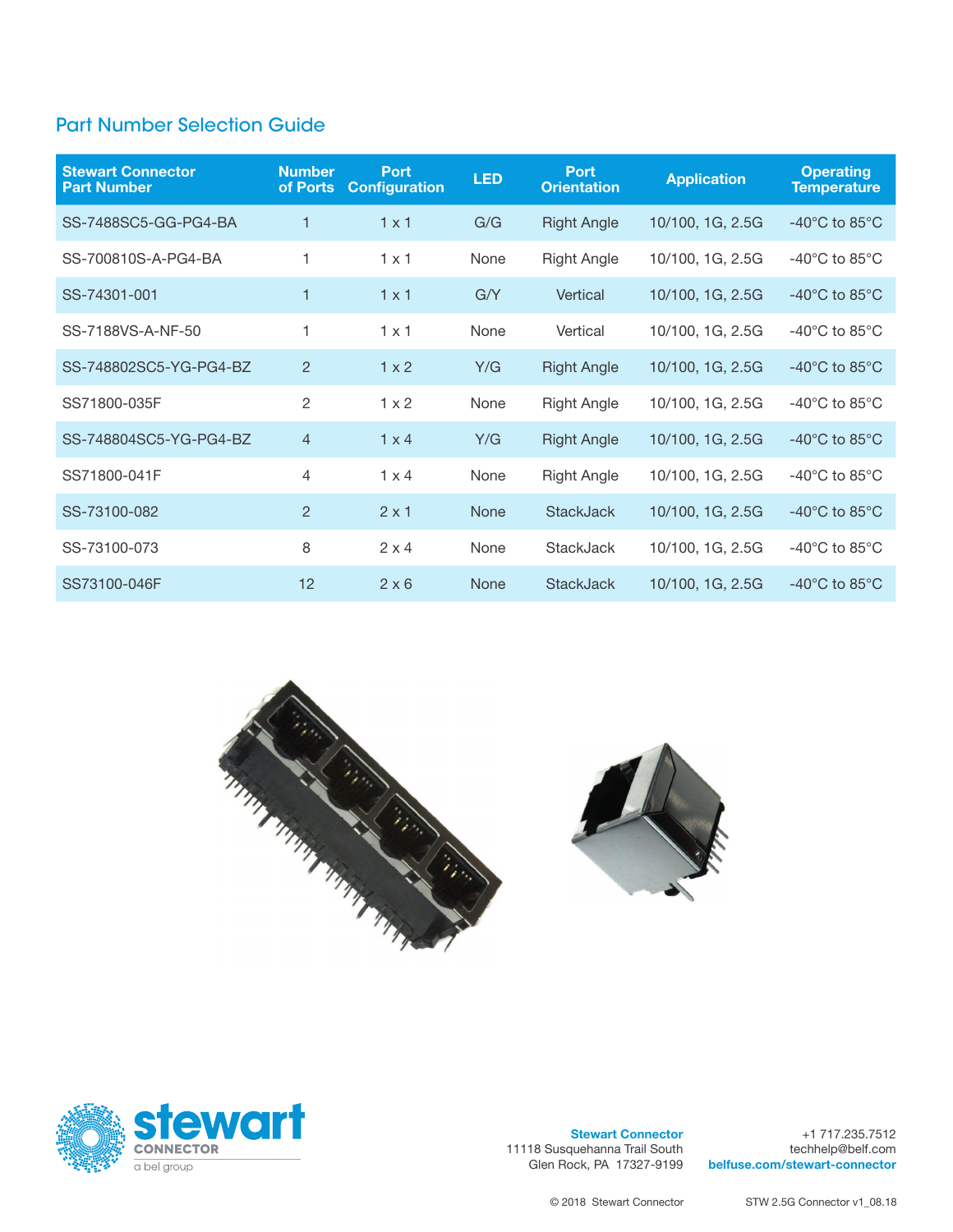## Part Number Selection Guide

| Stewart Connector Part Number | Number of Ports | Port Configuration | LED | Port Orientation | Application | Operating Temperature |
|---|---|---|---|---|---|---|
| SS-7488SC5-GG-PG4-BA | 1 | 1 x 1 | G/G | Right Angle | 10/100, 1G, 2.5G | -40°C to 85°C |
| SS-700810S-A-PG4-BA | 1 | 1 x 1 | None | Right Angle | 10/100, 1G, 2.5G | -40°C to 85°C |
| SS-74301-001 | 1 | 1 x 1 | G/Y | Vertical | 10/100, 1G, 2.5G | -40°C to 85°C |
| SS-7188VS-A-NF-50 | 1 | 1 x 1 | None | Vertical | 10/100, 1G, 2.5G | -40°C to 85°C |
| SS-748802SC5-YG-PG4-BZ | 2 | 1 x 2 | Y/G | Right Angle | 10/100, 1G, 2.5G | -40°C to 85°C |
| SS71800-035F | 2 | 1 x 2 | None | Right Angle | 10/100, 1G, 2.5G | -40°C to 85°C |
| SS-748804SC5-YG-PG4-BZ | 4 | 1 x 4 | Y/G | Right Angle | 10/100, 1G, 2.5G | -40°C to 85°C |
| SS71800-041F | 4 | 1 x 4 | None | Right Angle | 10/100, 1G, 2.5G | -40°C to 85°C |
| SS-73100-082 | 2 | 2 x 1 | None | StackJack | 10/100, 1G, 2.5G | -40°C to 85°C |
| SS-73100-073 | 8 | 2 x 4 | None | StackJack | 10/100, 1G, 2.5G | -40°C to 85°C |
| SS73100-046F | 12 | 2 x 6 | None | StackJack | 10/100, 1G, 2.5G | -40°C to 85°C |

stewart CONNECTOR
a bel group

**Stewart Connector**
11118 Susquehanna Trail South
Glen Rock, PA 17327-9199

+1 717.235.7512
techhelp@belf.com
**belfuse.com/stewart-connector**

© 2018 Stewart Connector

STW 2.5G Connector v1_08.18